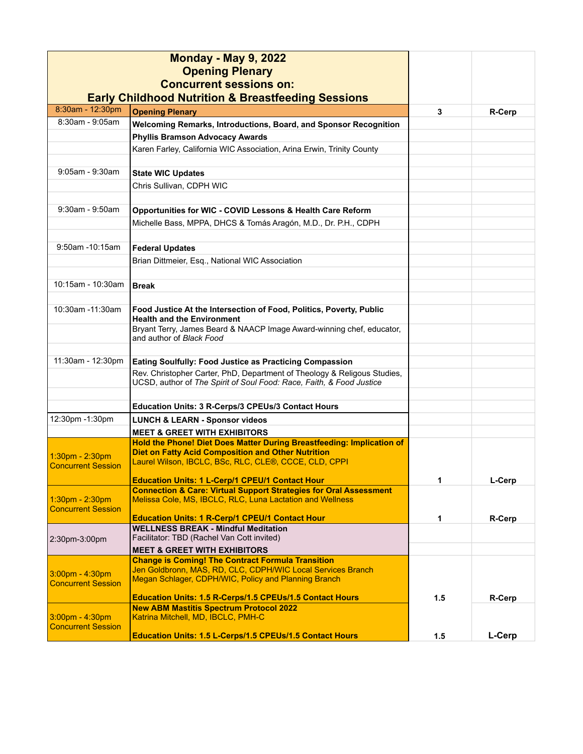| Monday - May 9, 2022<br>Opening Plenary<br>Concurrent sessions on:<br>Early Childhood Nutrition & Breastfeeding Sessions | | | |
|---|---|---|---|
| 8:30am - 12:30pm | **Opening Plenary** | 3 | R-Cerp |
| 8:30am - 9:05am | **Welcoming Remarks, Introductions, Board, and Sponsor Recognition** | | |
| | **Phyllis Bramson Advocacy Awards** | | |
| | Karen Farley, California WIC Association, Arina Erwin, Trinity County | | |
| | | | |
| 9:05am - 9:30am | **State WIC Updates** | | |
| | Chris Sullivan, CDPH WIC | | |
| | | | |
| 9:30am - 9:50am | **Opportunities for WIC - COVID Lessons & Health Care Reform** | | |
| | Michelle Bass, MPPA, DHCS & Tomás Aragón, M.D., Dr. P.H., CDPH | | |
| | | | |
| 9:50am -10:15am | **Federal Updates** | | |
| | Brian Dittmeier, Esq., National WIC Association | | |
| | | | |
| 10:15am - 10:30am | **Break** | | |
| | | | |
| 10:30am -11:30am | **Food Justice At the Intersection of Food, Politics, Poverty, Public Health and the Environment** | | |
| | Bryant Terry, James Beard & NAACP Image Award-winning chef, educator, and author of *Black Food* | | |
| | | | |
| 11:30am - 12:30pm | **Eating Soulfully: Food Justice as Practicing Compassion** | | |
| | Rev. Christopher Carter, PhD, Department of Theology & Religous Studies, UCSD, author of *The Spirit of Soul Food: Race, Faith, & Food Justice* | | |
| | | | |
| | **Education Units: 3 R-Cerps/3 CPEUs/3 Contact Hours** | | |
| 12:30pm -1:30pm | **LUNCH & LEARN - Sponsor videos** | | |
| | **MEET & GREET WITH EXHIBITORS** | | |
| 1:30pm - 2:30pm<br>Concurrent Session | **Hold the Phone! Diet Does Matter During Breastfeeding: Implication of Diet on Fatty Acid Composition and Other Nutrition**<br>Laurel Wilson, IBCLC, BSc, RLC, CLE®, CCCE, CLD, CPPI<br><br>**Education Units: 1 L-Cerp/1 CPEU/1 Contact Hour** | 1 | L-Cerp |
| 1:30pm - 2:30pm<br>Concurrent Session | **Connection & Care: Virtual Support Strategies for Oral Assessment**<br>Melissa Cole, MS, IBCLC, RLC, Luna Lactation and Wellness<br><br>**Education Units: 1 R-Cerp/1 CPEU/1 Contact Hour** | 1 | R-Cerp |
| 2:30pm-3:00pm | **WELLNESS BREAK - Mindful Meditation**<br>Facilitator: TBD (Rachel Van Cott invited)<br>**MEET & GREET WITH EXHIBITORS** | | |
| 3:00pm - 4:30pm<br>Concurrent Session | **Change is Coming! The Contract Formula Transition**<br>Jen Goldbronn, MAS, RD, CLC, CDPH/WIC Local Services Branch<br>Megan Schlager, CDPH/WIC, Policy and Planning Branch<br><br>**Education Units: 1.5 R-Cerps/1.5 CPEUs/1.5 Contact Hours** | 1.5 | R-Cerp |
| 3:00pm - 4:30pm<br>Concurrent Session | **New ABM Mastitis Spectrum Protocol 2022**<br>Katrina Mitchell, MD, IBCLC, PMH-C<br><br>**Education Units: 1.5 L-Cerps/1.5 CPEUs/1.5 Contact Hours** | 1.5 | L-Cerp |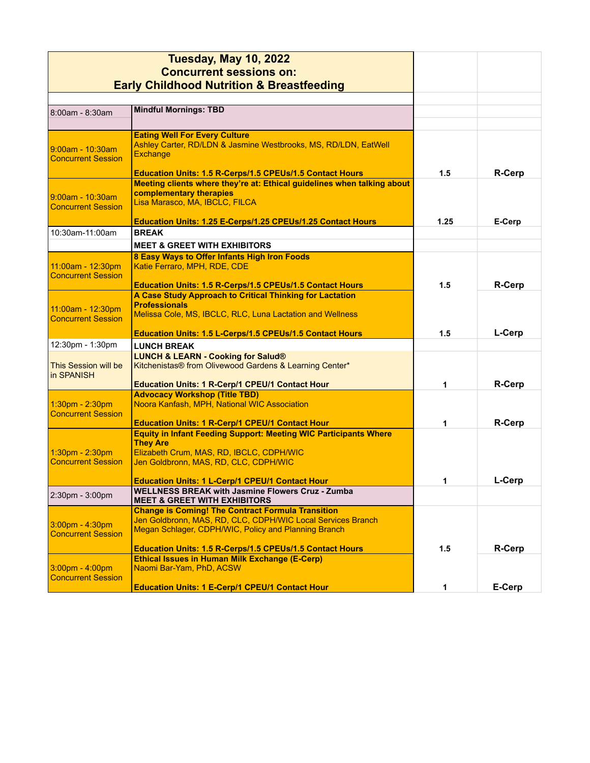| Tuesday, May 10, 2022<br>Concurrent sessions on:<br>Early Childhood Nutrition & Breastfeeding | | | |
|---|---|---|---|
| 8:00am - 8:30am | **Mindful Mornings: TBD** | | |
| 9:00am - 10:30am Concurrent Session | **Eating Well For Every Culture**<br>Ashley Carter, RD/LDN & Jasmine Westbrooks, MS, RD/LDN, EatWell Exchange<br><br>**Education Units: 1.5 R-Cerps/1.5 CPEUs/1.5 Contact Hours** | 1.5 | R-Cerp |
| 9:00am - 10:30am Concurrent Session | **Meeting clients where they're at: Ethical guidelines when talking about complementary therapies**<br>Lisa Marasco, MA, IBCLC, FILCA<br><br>**Education Units: 1.25 E-Cerps/1.25 CPEUs/1.25 Contact Hours** | 1.25 | E-Cerp |
| 10:30am-11:00am | **BREAK** | | |
| | **MEET & GREET WITH EXHIBITORS** | | |
| 11:00am - 12:30pm Concurrent Session | **8 Easy Ways to Offer Infants High Iron Foods**<br>Katie Ferraro, MPH, RDE, CDE<br><br>**Education Units: 1.5 R-Cerps/1.5 CPEUs/1.5 Contact Hours** | 1.5 | R-Cerp |
| 11:00am - 12:30pm Concurrent Session | **A Case Study Approach to Critical Thinking for Lactation Professionals**<br>Melissa Cole, MS, IBCLC, RLC, Luna Lactation and Wellness<br><br>**Education Units: 1.5 L-Cerps/1.5 CPEUs/1.5 Contact Hours** | 1.5 | L-Cerp |
| 12:30pm - 1:30pm | **LUNCH BREAK** | | |
| This Session will be in SPANISH | **LUNCH & LEARN - Cooking for Salud®**<br>Kitchenistas® from Olivewood Gardens & Learning Center*<br><br>**Education Units: 1 R-Cerp/1 CPEU/1 Contact Hour** | 1 | R-Cerp |
| 1:30pm - 2:30pm Concurrent Session | **Advocacy Workshop (Title TBD)**<br>Noora Kanfash, MPH, National WIC Association<br><br>**Education Units: 1 R-Cerp/1 CPEU/1 Contact Hour** | 1 | R-Cerp |
| 1:30pm - 2:30pm Concurrent Session | **Equity in Infant Feeding Support: Meeting WIC Participants Where They Are**<br>Elizabeth Crum, MAS, RD, IBCLC, CDPH/WIC<br>Jen Goldbronn, MAS, RD, CLC, CDPH/WIC<br><br>**Education Units: 1 L-Cerp/1 CPEU/1 Contact Hour** | 1 | L-Cerp |
| 2:30pm - 3:00pm | **WELLNESS BREAK with Jasmine Flowers Cruz - Zumba**<br>**MEET & GREET WITH EXHIBITORS** | | |
| 3:00pm - 4:30pm Concurrent Session | **Change is Coming! The Contract Formula Transition**<br>Jen Goldbronn, MAS, RD, CLC, CDPH/WIC Local Services Branch<br>Megan Schlager, CDPH/WIC, Policy and Planning Branch<br><br>**Education Units: 1.5 R-Cerps/1.5 CPEUs/1.5 Contact Hours** | 1.5 | R-Cerp |
| 3:00pm - 4:00pm Concurrent Session | **Ethical Issues in Human Milk Exchange (E-Cerp)**<br>Naomi Bar-Yam, PhD, ACSW<br><br>**Education Units: 1 E-Cerp/1 CPEU/1 Contact Hour** | 1 | E-Cerp |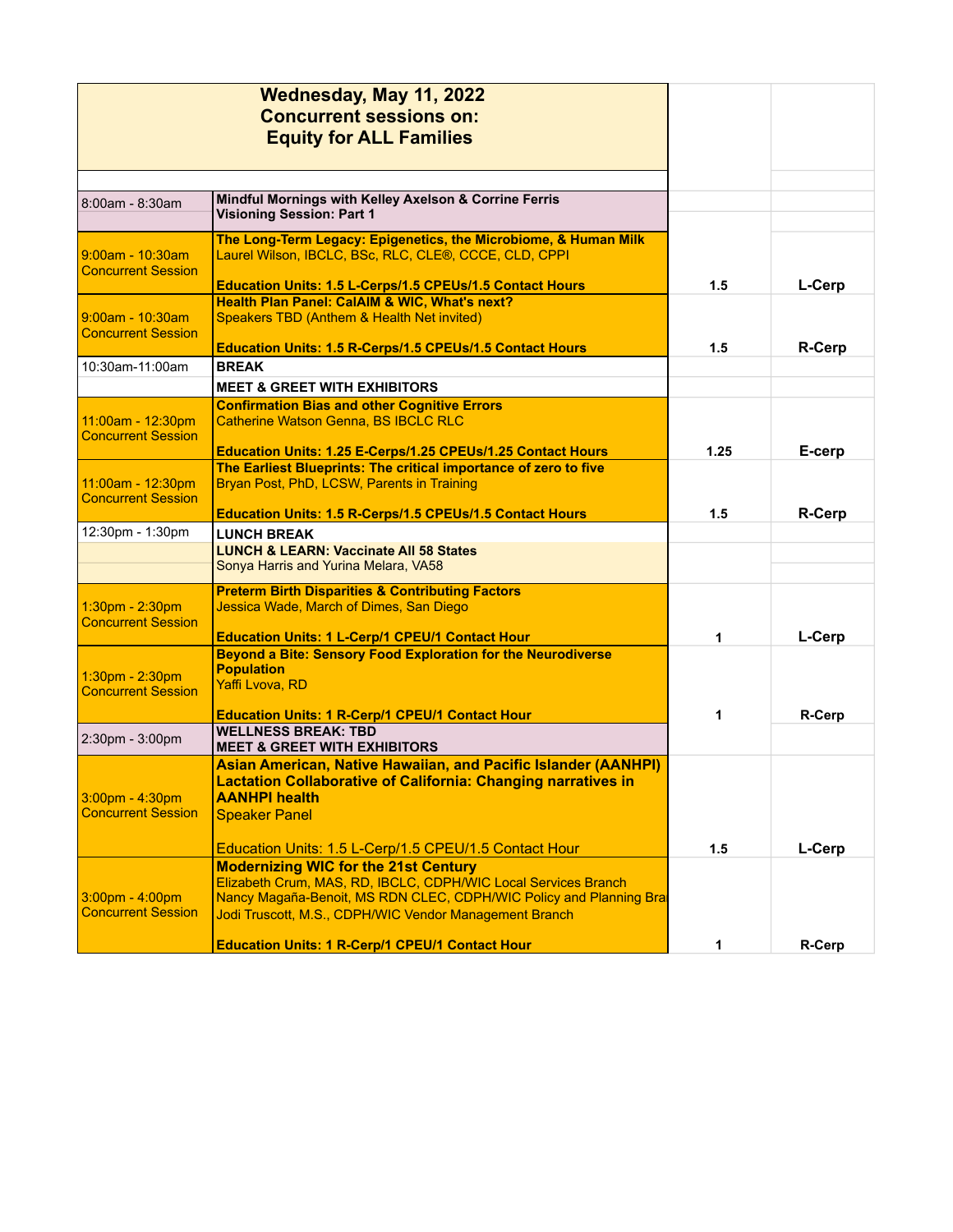| Wednesday, May 11, 2022<br>Concurrent sessions on:<br>Equity for ALL Families | | | |
|---|---|---|---|
| 8:00am - 8:30am | **Mindful Mornings with Kelley Axelson & Corrine Ferris**<br>**Visioning Session: Part 1** | | |
| 9:00am - 10:30am<br>Concurrent Session | **The Long-Term Legacy: Epigenetics, the Microbiome, & Human Milk**<br>Laurel Wilson, IBCLC, BSc, RLC, CLE®, CCCE, CLD, CPPI<br><br>**Education Units: 1.5 L-Cerps/1.5 CPEUs/1.5 Contact Hours** | 1.5 | L-Cerp |
| 9:00am - 10:30am<br>Concurrent Session | **Health Plan Panel: CalAIM & WIC, What's next?**<br>Speakers TBD (Anthem & Health Net invited)<br><br>**Education Units: 1.5 R-Cerps/1.5 CPEUs/1.5 Contact Hours** | 1.5 | R-Cerp |
| 10:30am-11:00am | **BREAK** | | |
| | **MEET & GREET WITH EXHIBITORS** | | |
| 11:00am - 12:30pm<br>Concurrent Session | **Confirmation Bias and other Cognitive Errors**<br>Catherine Watson Genna, BS IBCLC RLC<br><br>**Education Units: 1.25 E-Cerps/1.25 CPEUs/1.25 Contact Hours** | 1.25 | E-cerp |
| 11:00am - 12:30pm<br>Concurrent Session | **The Earliest Blueprints: The critical importance of zero to five**<br>Bryan Post, PhD, LCSW, Parents in Training<br><br>**Education Units: 1.5 R-Cerps/1.5 CPEUs/1.5 Contact Hours** | 1.5 | R-Cerp |
| 12:30pm - 1:30pm | **LUNCH BREAK** | | |
| | **LUNCH & LEARN: Vaccinate All 58 States**<br>Sonya Harris and Yurina Melara, VA58 | | |
| 1:30pm - 2:30pm<br>Concurrent Session | **Preterm Birth Disparities & Contributing Factors**<br>Jessica Wade, March of Dimes, San Diego<br><br>**Education Units: 1 L-Cerp/1 CPEU/1 Contact Hour** | 1 | L-Cerp |
| 1:30pm - 2:30pm<br>Concurrent Session | **Beyond a Bite: Sensory Food Exploration for the Neurodiverse Population**<br>Yaffi Lvova, RD<br><br>**Education Units: 1 R-Cerp/1 CPEU/1 Contact Hour** | 1 | R-Cerp |
| 2:30pm - 3:00pm | **WELLNESS BREAK: TBD**<br>**MEET & GREET WITH EXHIBITORS** | | |
| 3:00pm - 4:30pm<br>Concurrent Session | **Asian American, Native Hawaiian, and Pacific Islander (AANHPI) Lactation Collaborative of California: Changing narratives in AANHPI health**<br>Speaker Panel<br><br>Education Units: 1.5 L-Cerp/1.5 CPEU/1.5 Contact Hour | 1.5 | L-Cerp |
| 3:00pm - 4:00pm<br>Concurrent Session | **Modernizing WIC for the 21st Century**<br>Elizabeth Crum, MAS, RD, IBCLC, CDPH/WIC Local Services Branch<br>Nancy Magaña-Benoit, MS RDN CLEC, CDPH/WIC Policy and Planning Bra<br>Jodi Truscott, M.S., CDPH/WIC Vendor Management Branch<br><br>**Education Units: 1 R-Cerp/1 CPEU/1 Contact Hour** | 1 | R-Cerp |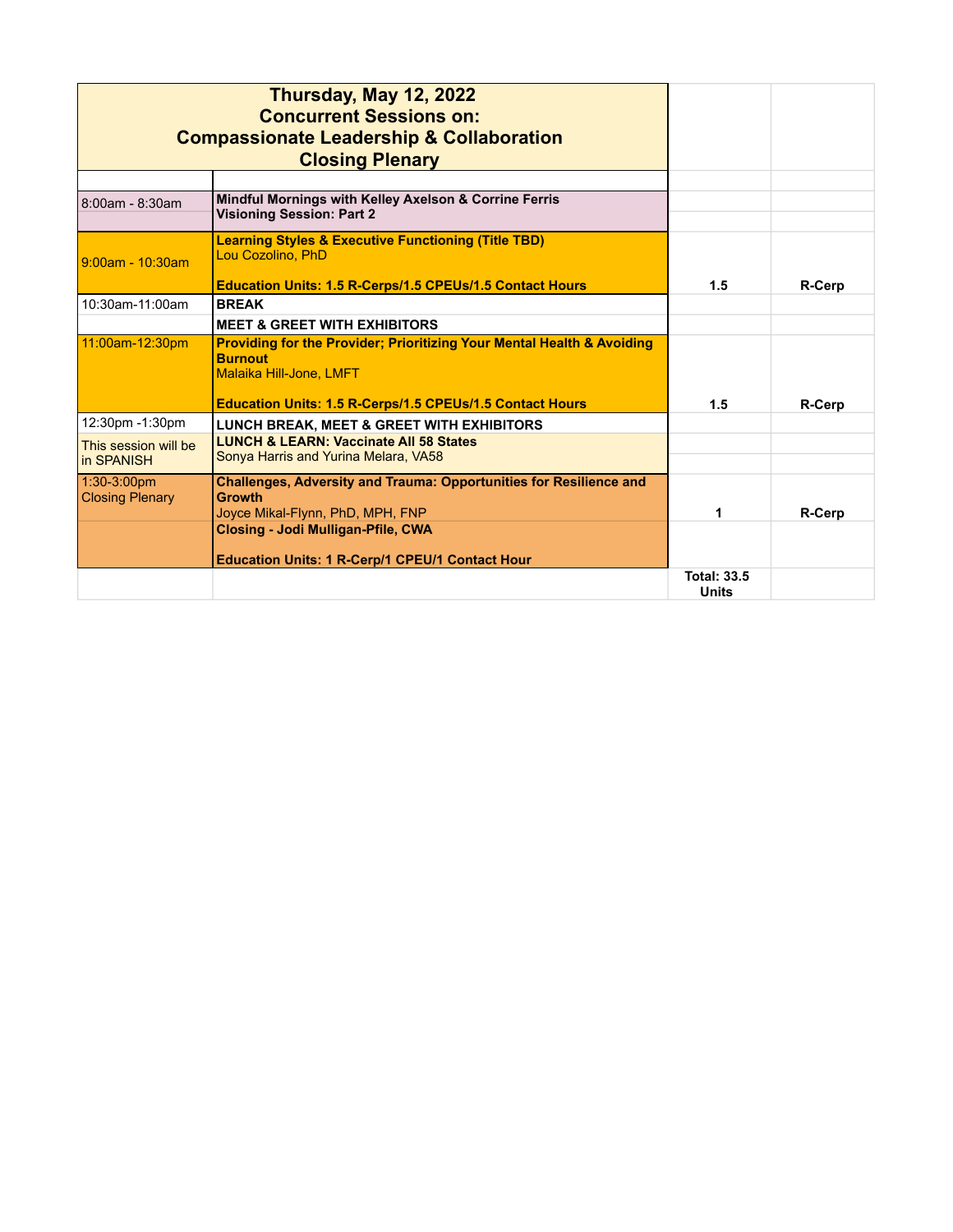| | | | |
|---|---|---|---|
| **Thursday, May 12, 2022<br>Concurrent Sessions on:<br>Compassionate Leadership & Collaboration<br>Closing Plenary** | | | |
| | | | |
| 8:00am - 8:30am | **Mindful Mornings with Kelley Axelson & Corrine Ferris<br>Visioning Session: Part 2** | | |
| 9:00am - 10:30am | **Learning Styles & Executive Functioning (Title TBD)**<br>Lou Cozolino, PhD<br><br>**Education Units: 1.5 R-Cerps/1.5 CPEUs/1.5 Contact Hours** | **1.5** | **R-Cerp** |
| 10:30am-11:00am | **BREAK** | | |
| | **MEET & GREET WITH EXHIBITORS** | | |
| 11:00am-12:30pm | **Providing for the Provider; Prioritizing Your Mental Health & Avoiding Burnout**<br>Malaika Hill-Jone, LMFT<br><br>**Education Units: 1.5 R-Cerps/1.5 CPEUs/1.5 Contact Hours** | **1.5** | **R-Cerp** |
| 12:30pm -1:30pm | **LUNCH BREAK, MEET & GREET WITH EXHIBITORS** | | |
| This session will be in SPANISH | **LUNCH & LEARN: Vaccinate All 58 States**<br>Sonya Harris and Yurina Melara, VA58 | | |
| 1:30-3:00pm<br>Closing Plenary | **Challenges, Adversity and Trauma: Opportunities for Resilience and Growth**<br>Joyce Mikal-Flynn, PhD, MPH, FNP | **1** | **R-Cerp** |
| | **Closing - Jodi Mulligan-Pfile, CWA**<br><br>**Education Units: 1 R-Cerp/1 CPEU/1 Contact Hour** | | |
| | | **Total: 33.5 Units** | |